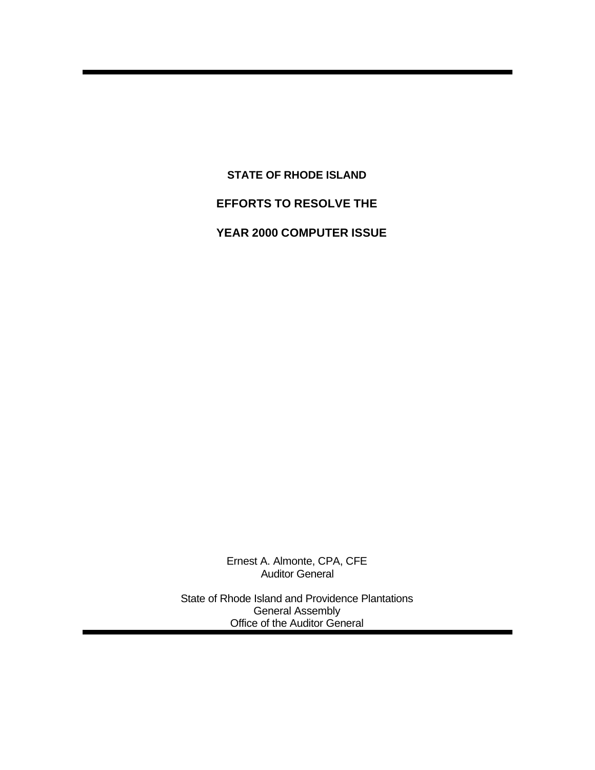# STATE OF RHODE ISLAND

# EFFORTS TO RESOLVE THE

# YEAR 2000 COMPUTER ISSUE

Ernest A. Almonte, CPA, CFE
Auditor General

State of Rhode Island and Providence Plantations
General Assembly
Office of the Auditor General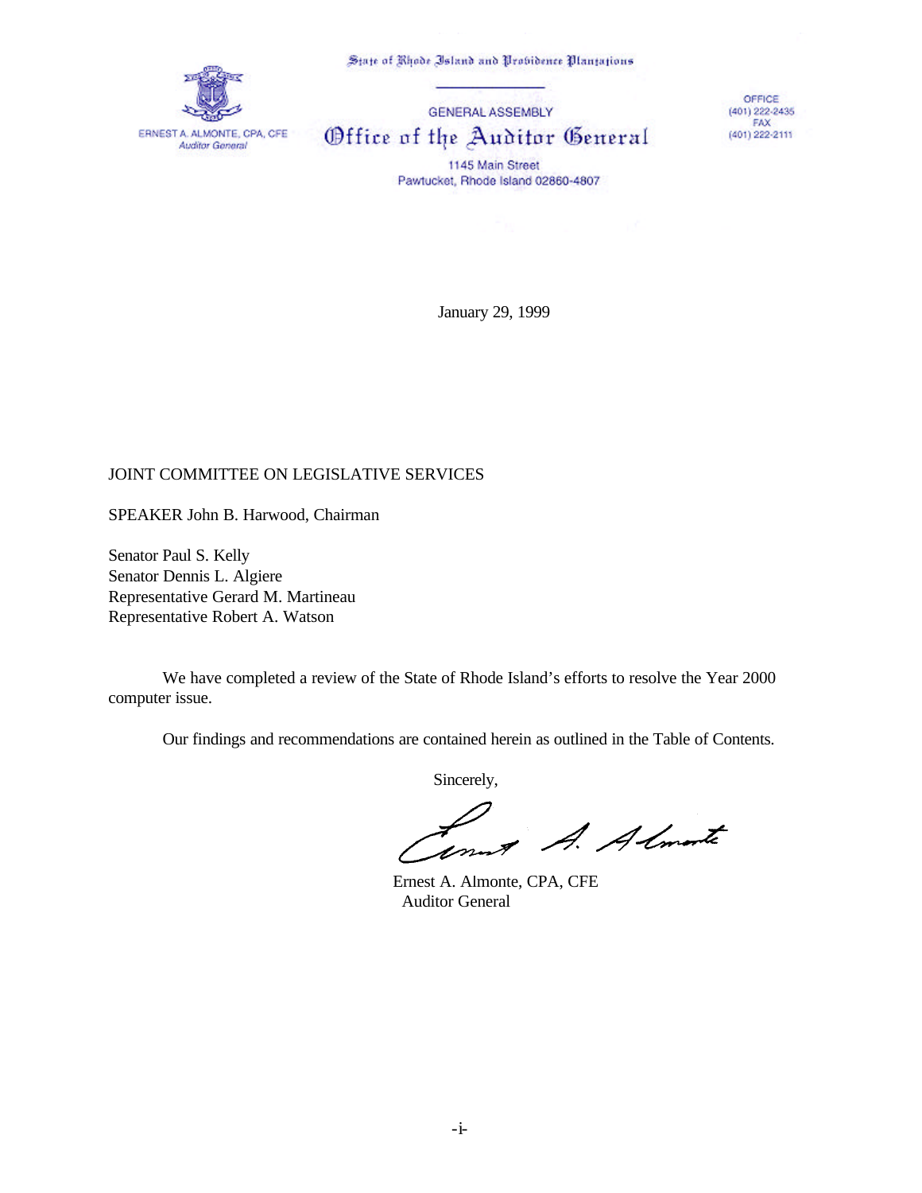State of Rhode Island and Providence Plantations

ERNEST A. ALMONTE, CPA, CFE
*Auditor General*

GENERAL ASSEMBLY

# Office of the Auditor General

1145 Main Street
Pawtucket, Rhode Island 02860-4807

OFFICE
(401) 222-2435
FAX
(401) 222-2111

January 29, 1999

JOINT COMMITTEE ON LEGISLATIVE SERVICES

SPEAKER John B. Harwood, Chairman

Senator Paul S. Kelly
Senator Dennis L. Algiere
Representative Gerard M. Martineau
Representative Robert A. Watson

We have completed a review of the State of Rhode Island's efforts to resolve the Year 2000 computer issue.

Our findings and recommendations are contained herein as outlined in the Table of Contents.

Sincerely,

Ernest A. Almonte, CPA, CFE
Auditor General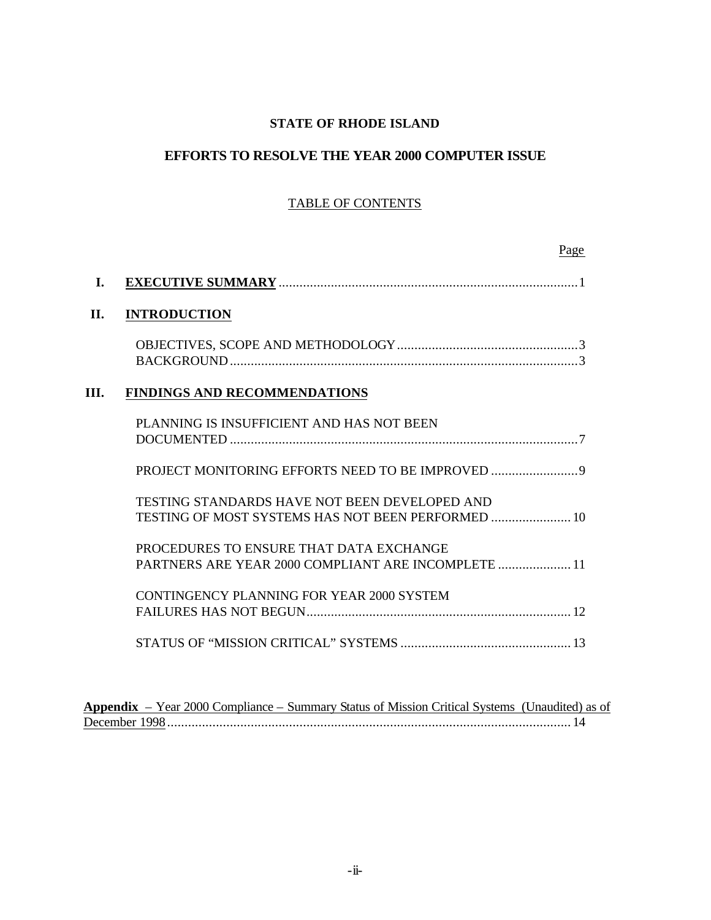**STATE OF RHODE ISLAND**

**EFFORTS TO RESOLVE THE YEAR 2000 COMPUTER ISSUE**

TABLE OF CONTENTS

| | | Page |
|---|---|---|
| **I.** | **EXECUTIVE SUMMARY** | 1 |
| **II.** | **INTRODUCTION** | |
| | OBJECTIVES, SCOPE AND METHODOLOGY | 3 |
| | BACKGROUND | 3 |
| **III.** | **FINDINGS AND RECOMMENDATIONS** | |
| | PLANNING IS INSUFFICIENT AND HAS NOT BEEN DOCUMENTED | 7 |
| | PROJECT MONITORING EFFORTS NEED TO BE IMPROVED | 9 |
| | TESTING STANDARDS HAVE NOT BEEN DEVELOPED AND TESTING OF MOST SYSTEMS HAS NOT BEEN PERFORMED | 10 |
| | PROCEDURES TO ENSURE THAT DATA EXCHANGE PARTNERS ARE YEAR 2000 COMPLIANT ARE INCOMPLETE | 11 |
| | CONTINGENCY PLANNING FOR YEAR 2000 SYSTEM FAILURES HAS NOT BEGUN | 12 |
| | STATUS OF "MISSION CRITICAL" SYSTEMS | 13 |

**Appendix** – Year 2000 Compliance – Summary Status of Mission Critical Systems (Unaudited) as of December 1998 ........ 14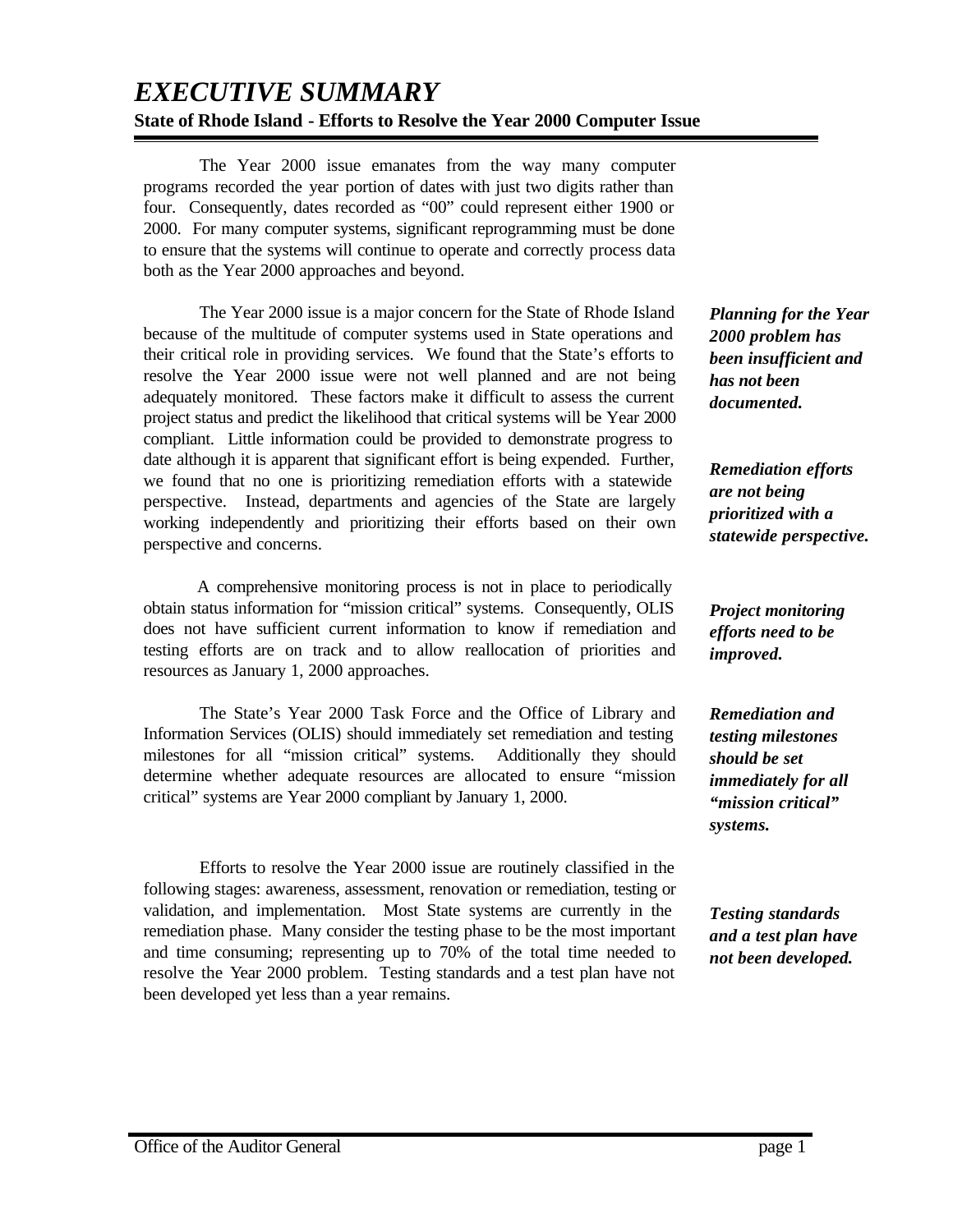# *EXECUTIVE SUMMARY*

**State of Rhode Island - Efforts to Resolve the Year 2000 Computer Issue**

The Year 2000 issue emanates from the way many computer programs recorded the year portion of dates with just two digits rather than four. Consequently, dates recorded as "00" could represent either 1900 or 2000. For many computer systems, significant reprogramming must be done to ensure that the systems will continue to operate and correctly process data both as the Year 2000 approaches and beyond.

***Planning for the Year 2000 problem has been insufficient and has not been documented.***

The Year 2000 issue is a major concern for the State of Rhode Island because of the multitude of computer systems used in State operations and their critical role in providing services. We found that the State's efforts to resolve the Year 2000 issue were not well planned and are not being adequately monitored. These factors make it difficult to assess the current project status and predict the likelihood that critical systems will be Year 2000 compliant. Little information could be provided to demonstrate progress to date although it is apparent that significant effort is being expended. Further, we found that no one is prioritizing remediation efforts with a statewide perspective. Instead, departments and agencies of the State are largely working independently and prioritizing their efforts based on their own perspective and concerns.

***Remediation efforts are not being prioritized with a statewide perspective.***

***Project monitoring efforts need to be improved.***

A comprehensive monitoring process is not in place to periodically obtain status information for "mission critical" systems. Consequently, OLIS does not have sufficient current information to know if remediation and testing efforts are on track and to allow reallocation of priorities and resources as January 1, 2000 approaches.

***Remediation and testing milestones should be set immediately for all "mission critical" systems.***

The State's Year 2000 Task Force and the Office of Library and Information Services (OLIS) should immediately set remediation and testing milestones for all "mission critical" systems. Additionally they should determine whether adequate resources are allocated to ensure "mission critical" systems are Year 2000 compliant by January 1, 2000.

***Testing standards and a test plan have not been developed.***

Efforts to resolve the Year 2000 issue are routinely classified in the following stages: awareness, assessment, renovation or remediation, testing or validation, and implementation. Most State systems are currently in the remediation phase. Many consider the testing phase to be the most important and time consuming; representing up to 70% of the total time needed to resolve the Year 2000 problem. Testing standards and a test plan have not been developed yet less than a year remains.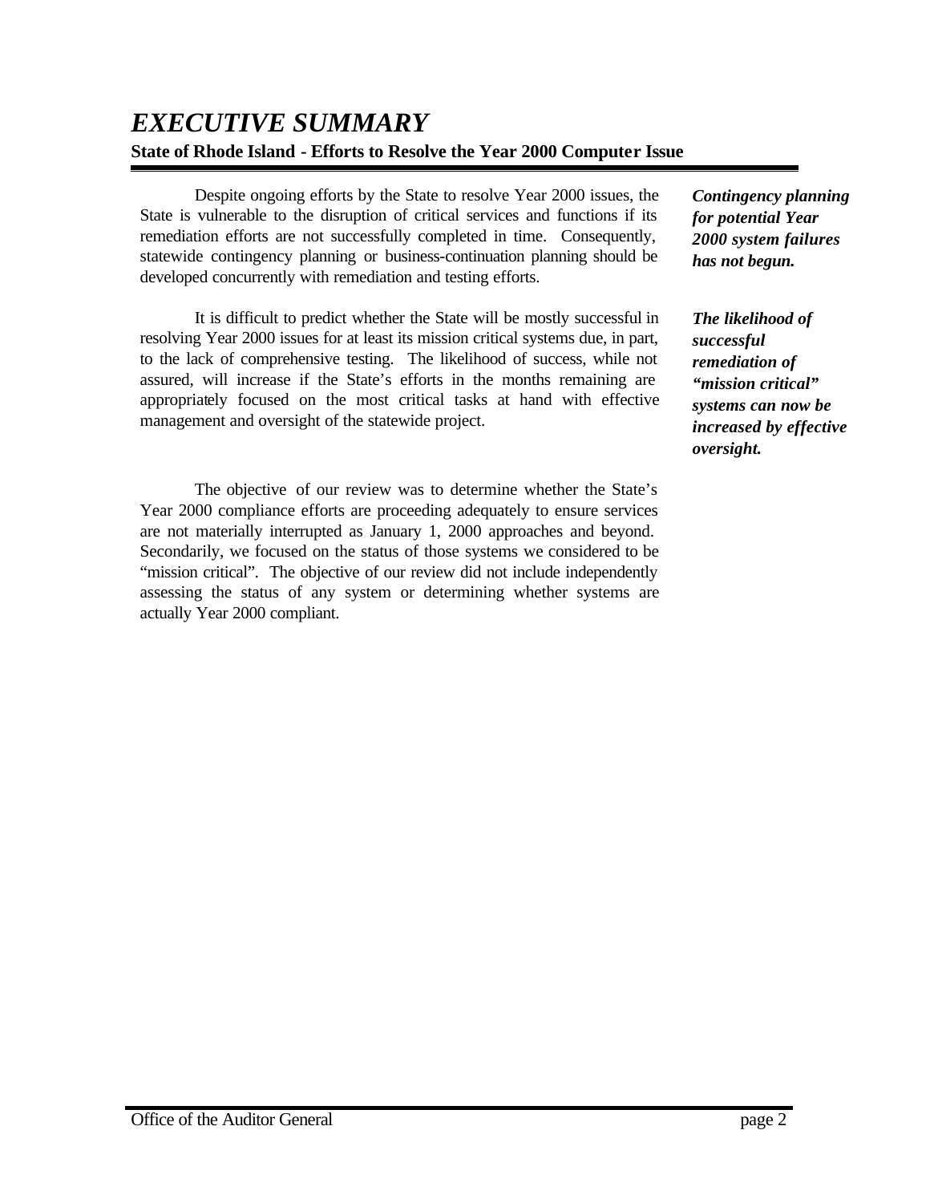# *EXECUTIVE SUMMARY*

**State of Rhode Island - Efforts to Resolve the Year 2000 Computer Issue**

***Contingency planning for potential Year 2000 system failures has not begun.***

Despite ongoing efforts by the State to resolve Year 2000 issues, the State is vulnerable to the disruption of critical services and functions if its remediation efforts are not successfully completed in time. Consequently, statewide contingency planning or business-continuation planning should be developed concurrently with remediation and testing efforts.

***The likelihood of successful remediation of "mission critical" systems can now be increased by effective oversight.***

It is difficult to predict whether the State will be mostly successful in resolving Year 2000 issues for at least its mission critical systems due, in part, to the lack of comprehensive testing. The likelihood of success, while not assured, will increase if the State's efforts in the months remaining are appropriately focused on the most critical tasks at hand with effective management and oversight of the statewide project.

The objective of our review was to determine whether the State's Year 2000 compliance efforts are proceeding adequately to ensure services are not materially interrupted as January 1, 2000 approaches and beyond. Secondarily, we focused on the status of those systems we considered to be "mission critical". The objective of our review did not include independently assessing the status of any system or determining whether systems are actually Year 2000 compliant.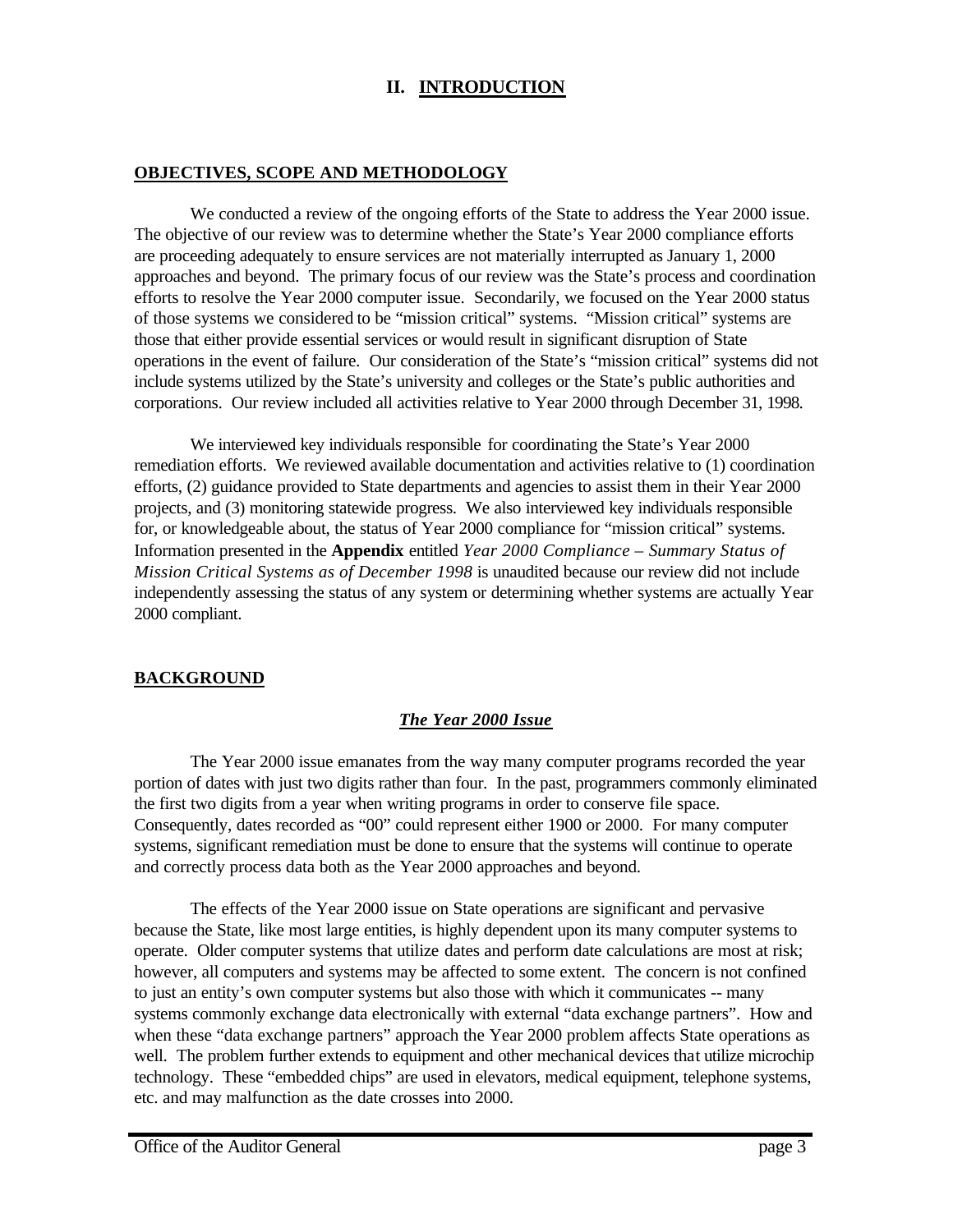# II. INTRODUCTION

## OBJECTIVES, SCOPE AND METHODOLOGY

We conducted a review of the ongoing efforts of the State to address the Year 2000 issue. The objective of our review was to determine whether the State's Year 2000 compliance efforts are proceeding adequately to ensure services are not materially interrupted as January 1, 2000 approaches and beyond. The primary focus of our review was the State's process and coordination efforts to resolve the Year 2000 computer issue. Secondarily, we focused on the Year 2000 status of those systems we considered to be "mission critical" systems. "Mission critical" systems are those that either provide essential services or would result in significant disruption of State operations in the event of failure. Our consideration of the State's "mission critical" systems did not include systems utilized by the State's university and colleges or the State's public authorities and corporations. Our review included all activities relative to Year 2000 through December 31, 1998.

We interviewed key individuals responsible for coordinating the State's Year 2000 remediation efforts. We reviewed available documentation and activities relative to (1) coordination efforts, (2) guidance provided to State departments and agencies to assist them in their Year 2000 projects, and (3) monitoring statewide progress. We also interviewed key individuals responsible for, or knowledgeable about, the status of Year 2000 compliance for "mission critical" systems. Information presented in the **Appendix** entitled *Year 2000 Compliance – Summary Status of Mission Critical Systems as of December 1998* is unaudited because our review did not include independently assessing the status of any system or determining whether systems are actually Year 2000 compliant.

## BACKGROUND

### *The Year 2000 Issue*

The Year 2000 issue emanates from the way many computer programs recorded the year portion of dates with just two digits rather than four. In the past, programmers commonly eliminated the first two digits from a year when writing programs in order to conserve file space. Consequently, dates recorded as "00" could represent either 1900 or 2000. For many computer systems, significant remediation must be done to ensure that the systems will continue to operate and correctly process data both as the Year 2000 approaches and beyond.

The effects of the Year 2000 issue on State operations are significant and pervasive because the State, like most large entities, is highly dependent upon its many computer systems to operate. Older computer systems that utilize dates and perform date calculations are most at risk; however, all computers and systems may be affected to some extent. The concern is not confined to just an entity's own computer systems but also those with which it communicates -- many systems commonly exchange data electronically with external "data exchange partners". How and when these "data exchange partners" approach the Year 2000 problem affects State operations as well. The problem further extends to equipment and other mechanical devices that utilize microchip technology. These "embedded chips" are used in elevators, medical equipment, telephone systems, etc. and may malfunction as the date crosses into 2000.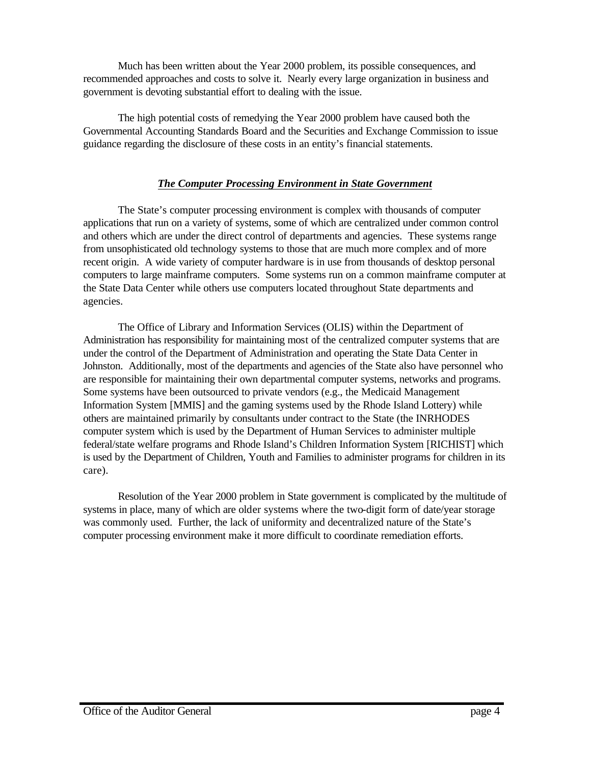Much has been written about the Year 2000 problem, its possible consequences, and recommended approaches and costs to solve it. Nearly every large organization in business and government is devoting substantial effort to dealing with the issue.

The high potential costs of remedying the Year 2000 problem have caused both the Governmental Accounting Standards Board and the Securities and Exchange Commission to issue guidance regarding the disclosure of these costs in an entity's financial statements.

## ***The Computer Processing Environment in State Government***

The State's computer processing environment is complex with thousands of computer applications that run on a variety of systems, some of which are centralized under common control and others which are under the direct control of departments and agencies. These systems range from unsophisticated old technology systems to those that are much more complex and of more recent origin. A wide variety of computer hardware is in use from thousands of desktop personal computers to large mainframe computers. Some systems run on a common mainframe computer at the State Data Center while others use computers located throughout State departments and agencies.

The Office of Library and Information Services (OLIS) within the Department of Administration has responsibility for maintaining most of the centralized computer systems that are under the control of the Department of Administration and operating the State Data Center in Johnston. Additionally, most of the departments and agencies of the State also have personnel who are responsible for maintaining their own departmental computer systems, networks and programs. Some systems have been outsourced to private vendors (e.g., the Medicaid Management Information System [MMIS] and the gaming systems used by the Rhode Island Lottery) while others are maintained primarily by consultants under contract to the State (the INRHODES computer system which is used by the Department of Human Services to administer multiple federal/state welfare programs and Rhode Island's Children Information System [RICHIST] which is used by the Department of Children, Youth and Families to administer programs for children in its care).

Resolution of the Year 2000 problem in State government is complicated by the multitude of systems in place, many of which are older systems where the two-digit form of date/year storage was commonly used. Further, the lack of uniformity and decentralized nature of the State's computer processing environment make it more difficult to coordinate remediation efforts.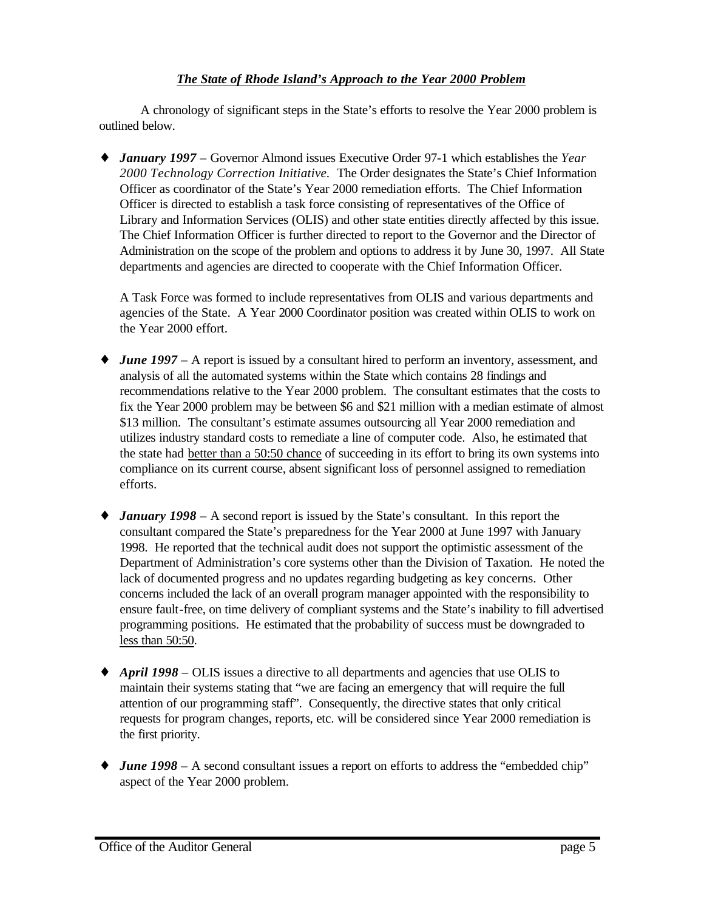### ***The State of Rhode Island's Approach to the Year 2000 Problem***

A chronology of significant steps in the State's efforts to resolve the Year 2000 problem is outlined below.

- ***January 1997*** – Governor Almond issues Executive Order 97-1 which establishes the *Year 2000 Technology Correction Initiative.* The Order designates the State's Chief Information Officer as coordinator of the State's Year 2000 remediation efforts. The Chief Information Officer is directed to establish a task force consisting of representatives of the Office of Library and Information Services (OLIS) and other state entities directly affected by this issue. The Chief Information Officer is further directed to report to the Governor and the Director of Administration on the scope of the problem and options to address it by June 30, 1997. All State departments and agencies are directed to cooperate with the Chief Information Officer.

  A Task Force was formed to include representatives from OLIS and various departments and agencies of the State. A Year 2000 Coordinator position was created within OLIS to work on the Year 2000 effort.

- ***June 1997*** – A report is issued by a consultant hired to perform an inventory, assessment, and analysis of all the automated systems within the State which contains 28 findings and recommendations relative to the Year 2000 problem. The consultant estimates that the costs to fix the Year 2000 problem may be between $6 and $21 million with a median estimate of almost $13 million. The consultant's estimate assumes outsourcing all Year 2000 remediation and utilizes industry standard costs to remediate a line of computer code. Also, he estimated that the state had <u>better than a 50:50 chance</u> of succeeding in its effort to bring its own systems into compliance on its current course, absent significant loss of personnel assigned to remediation efforts.

- ***January 1998*** – A second report is issued by the State's consultant. In this report the consultant compared the State's preparedness for the Year 2000 at June 1997 with January 1998. He reported that the technical audit does not support the optimistic assessment of the Department of Administration's core systems other than the Division of Taxation. He noted the lack of documented progress and no updates regarding budgeting as key concerns. Other concerns included the lack of an overall program manager appointed with the responsibility to ensure fault-free, on time delivery of compliant systems and the State's inability to fill advertised programming positions. He estimated that the probability of success must be downgraded to <u>less than 50:50</u>.

- ***April 1998*** – OLIS issues a directive to all departments and agencies that use OLIS to maintain their systems stating that "we are facing an emergency that will require the full attention of our programming staff". Consequently, the directive states that only critical requests for program changes, reports, etc. will be considered since Year 2000 remediation is the first priority.

- ***June 1998*** – A second consultant issues a report on efforts to address the "embedded chip" aspect of the Year 2000 problem.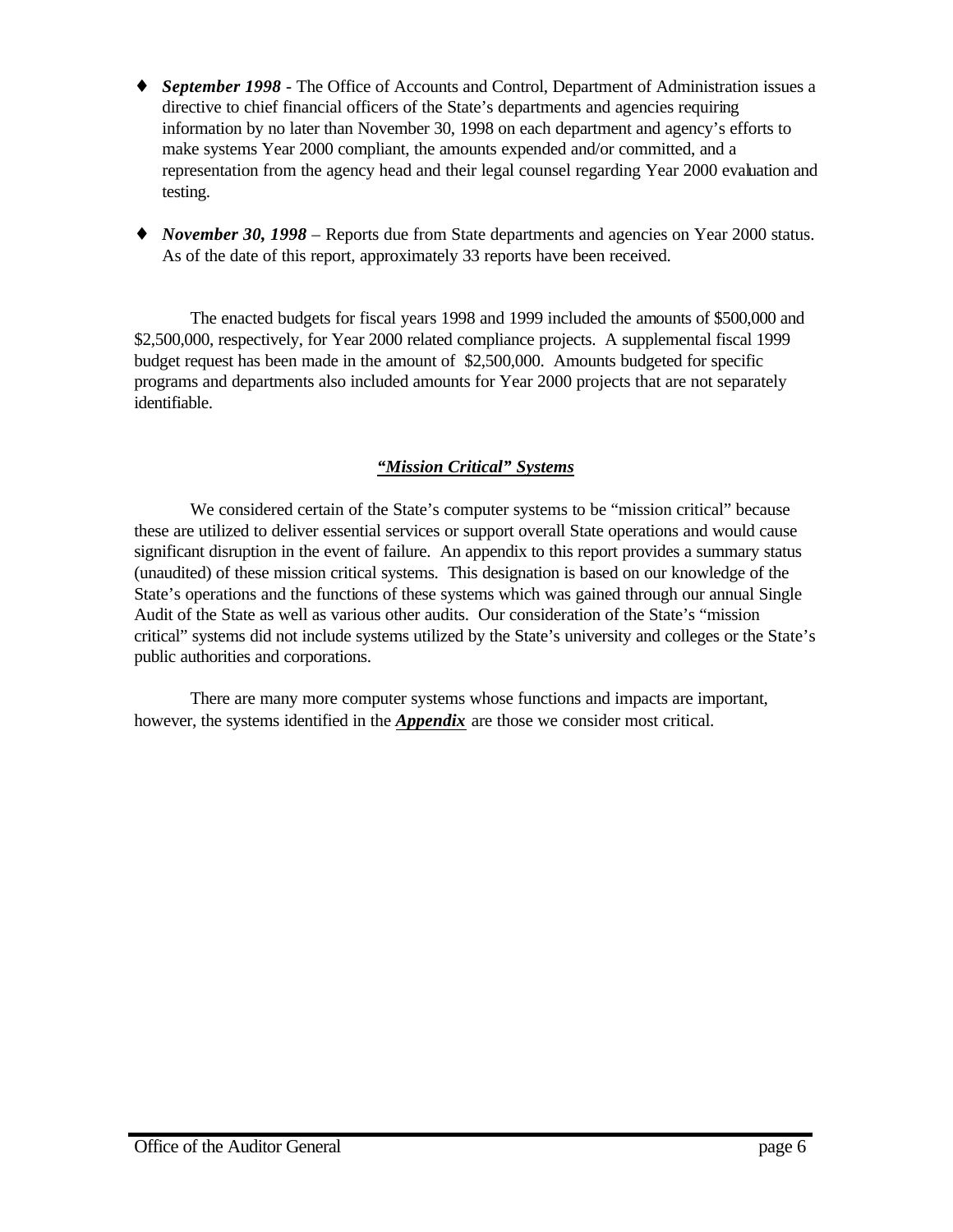- ***September 1998*** - The Office of Accounts and Control, Department of Administration issues a directive to chief financial officers of the State's departments and agencies requiring information by no later than November 30, 1998 on each department and agency's efforts to make systems Year 2000 compliant, the amounts expended and/or committed, and a representation from the agency head and their legal counsel regarding Year 2000 evaluation and testing.

- ***November 30, 1998*** – Reports due from State departments and agencies on Year 2000 status. As of the date of this report, approximately 33 reports have been received.

The enacted budgets for fiscal years 1998 and 1999 included the amounts of $500,000 and $2,500,000, respectively, for Year 2000 related compliance projects. A supplemental fiscal 1999 budget request has been made in the amount of $2,500,000. Amounts budgeted for specific programs and departments also included amounts for Year 2000 projects that are not separately identifiable.

### ***"Mission Critical" Systems***

We considered certain of the State's computer systems to be "mission critical" because these are utilized to deliver essential services or support overall State operations and would cause significant disruption in the event of failure. An appendix to this report provides a summary status (unaudited) of these mission critical systems. This designation is based on our knowledge of the State's operations and the functions of these systems which was gained through our annual Single Audit of the State as well as various other audits. Our consideration of the State's "mission critical" systems did not include systems utilized by the State's university and colleges or the State's public authorities and corporations.

There are many more computer systems whose functions and impacts are important, however, the systems identified in the ***Appendix*** are those we consider most critical.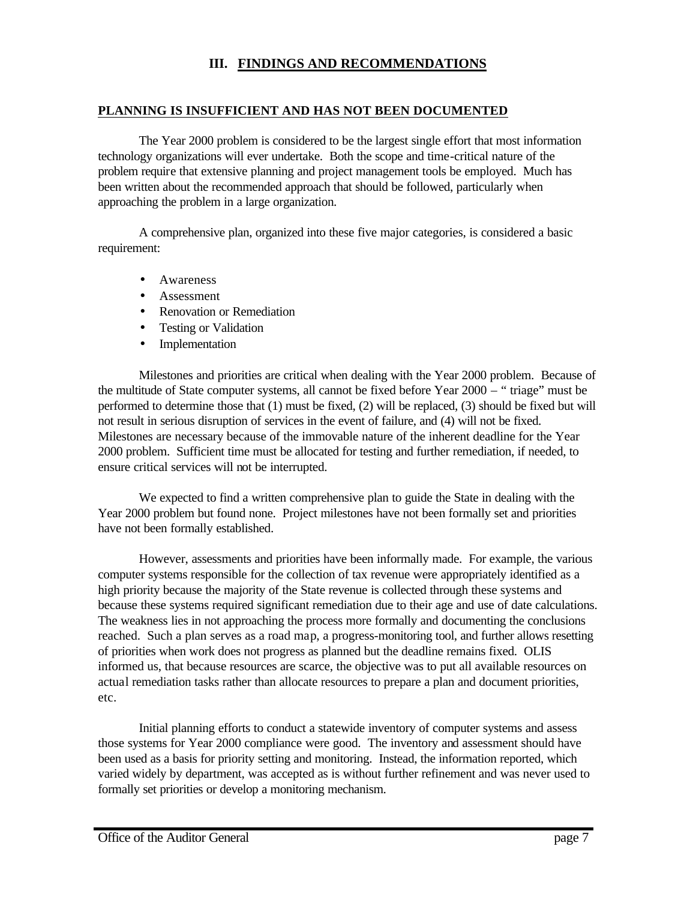## III. FINDINGS AND RECOMMENDATIONS

### PLANNING IS INSUFFICIENT AND HAS NOT BEEN DOCUMENTED

The Year 2000 problem is considered to be the largest single effort that most information technology organizations will ever undertake. Both the scope and time-critical nature of the problem require that extensive planning and project management tools be employed. Much has been written about the recommended approach that should be followed, particularly when approaching the problem in a large organization.

A comprehensive plan, organized into these five major categories, is considered a basic requirement:

- Awareness
- Assessment
- Renovation or Remediation
- Testing or Validation
- Implementation

Milestones and priorities are critical when dealing with the Year 2000 problem. Because of the multitude of State computer systems, all cannot be fixed before Year 2000 – " triage" must be performed to determine those that (1) must be fixed, (2) will be replaced, (3) should be fixed but will not result in serious disruption of services in the event of failure, and (4) will not be fixed. Milestones are necessary because of the immovable nature of the inherent deadline for the Year 2000 problem. Sufficient time must be allocated for testing and further remediation, if needed, to ensure critical services will not be interrupted.

We expected to find a written comprehensive plan to guide the State in dealing with the Year 2000 problem but found none. Project milestones have not been formally set and priorities have not been formally established.

However, assessments and priorities have been informally made. For example, the various computer systems responsible for the collection of tax revenue were appropriately identified as a high priority because the majority of the State revenue is collected through these systems and because these systems required significant remediation due to their age and use of date calculations. The weakness lies in not approaching the process more formally and documenting the conclusions reached. Such a plan serves as a road map, a progress-monitoring tool, and further allows resetting of priorities when work does not progress as planned but the deadline remains fixed. OLIS informed us, that because resources are scarce, the objective was to put all available resources on actual remediation tasks rather than allocate resources to prepare a plan and document priorities, etc.

Initial planning efforts to conduct a statewide inventory of computer systems and assess those systems for Year 2000 compliance were good. The inventory and assessment should have been used as a basis for priority setting and monitoring. Instead, the information reported, which varied widely by department, was accepted as is without further refinement and was never used to formally set priorities or develop a monitoring mechanism.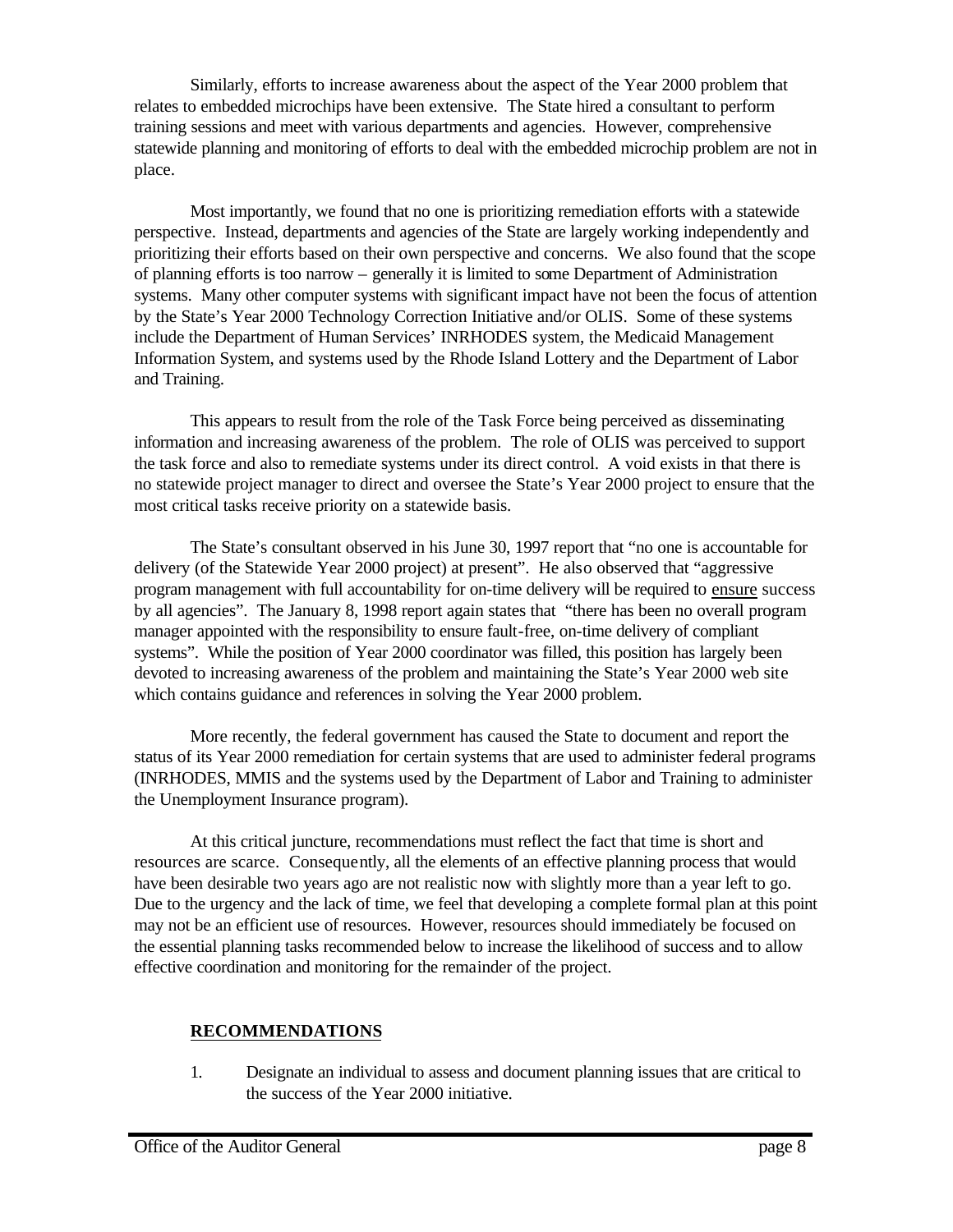Similarly, efforts to increase awareness about the aspect of the Year 2000 problem that relates to embedded microchips have been extensive. The State hired a consultant to perform training sessions and meet with various departments and agencies. However, comprehensive statewide planning and monitoring of efforts to deal with the embedded microchip problem are not in place.

Most importantly, we found that no one is prioritizing remediation efforts with a statewide perspective. Instead, departments and agencies of the State are largely working independently and prioritizing their efforts based on their own perspective and concerns. We also found that the scope of planning efforts is too narrow – generally it is limited to some Department of Administration systems. Many other computer systems with significant impact have not been the focus of attention by the State's Year 2000 Technology Correction Initiative and/or OLIS. Some of these systems include the Department of Human Services' INRHODES system, the Medicaid Management Information System, and systems used by the Rhode Island Lottery and the Department of Labor and Training.

This appears to result from the role of the Task Force being perceived as disseminating information and increasing awareness of the problem. The role of OLIS was perceived to support the task force and also to remediate systems under its direct control. A void exists in that there is no statewide project manager to direct and oversee the State's Year 2000 project to ensure that the most critical tasks receive priority on a statewide basis.

The State's consultant observed in his June 30, 1997 report that "no one is accountable for delivery (of the Statewide Year 2000 project) at present". He also observed that "aggressive program management with full accountability for on-time delivery will be required to <u>ensure</u> success by all agencies". The January 8, 1998 report again states that "there has been no overall program manager appointed with the responsibility to ensure fault-free, on-time delivery of compliant systems". While the position of Year 2000 coordinator was filled, this position has largely been devoted to increasing awareness of the problem and maintaining the State's Year 2000 web site which contains guidance and references in solving the Year 2000 problem.

More recently, the federal government has caused the State to document and report the status of its Year 2000 remediation for certain systems that are used to administer federal programs (INRHODES, MMIS and the systems used by the Department of Labor and Training to administer the Unemployment Insurance program).

At this critical juncture, recommendations must reflect the fact that time is short and resources are scarce. Consequently, all the elements of an effective planning process that would have been desirable two years ago are not realistic now with slightly more than a year left to go. Due to the urgency and the lack of time, we feel that developing a complete formal plan at this point may not be an efficient use of resources. However, resources should immediately be focused on the essential planning tasks recommended below to increase the likelihood of success and to allow effective coordination and monitoring for the remainder of the project.

## RECOMMENDATIONS

1. Designate an individual to assess and document planning issues that are critical to the success of the Year 2000 initiative.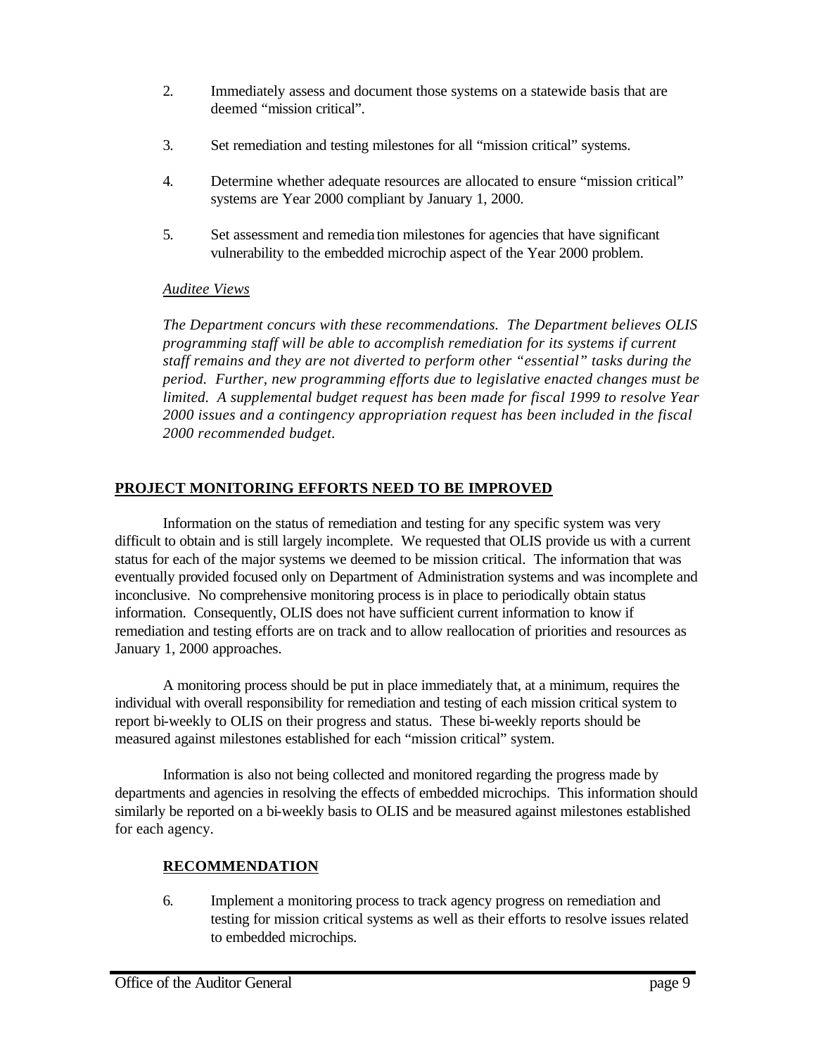2. Immediately assess and document those systems on a statewide basis that are deemed "mission critical".

3. Set remediation and testing milestones for all "mission critical" systems.

4. Determine whether adequate resources are allocated to ensure "mission critical" systems are Year 2000 compliant by January 1, 2000.

5. Set assessment and remediation milestones for agencies that have significant vulnerability to the embedded microchip aspect of the Year 2000 problem.

*Auditee Views*

*The Department concurs with these recommendations. The Department believes OLIS programming staff will be able to accomplish remediation for its systems if current staff remains and they are not diverted to perform other "essential" tasks during the period. Further, new programming efforts due to legislative enacted changes must be limited. A supplemental budget request has been made for fiscal 1999 to resolve Year 2000 issues and a contingency appropriation request has been included in the fiscal 2000 recommended budget.*

## PROJECT MONITORING EFFORTS NEED TO BE IMPROVED

Information on the status of remediation and testing for any specific system was very difficult to obtain and is still largely incomplete. We requested that OLIS provide us with a current status for each of the major systems we deemed to be mission critical. The information that was eventually provided focused only on Department of Administration systems and was incomplete and inconclusive. No comprehensive monitoring process is in place to periodically obtain status information. Consequently, OLIS does not have sufficient current information to know if remediation and testing efforts are on track and to allow reallocation of priorities and resources as January 1, 2000 approaches.

A monitoring process should be put in place immediately that, at a minimum, requires the individual with overall responsibility for remediation and testing of each mission critical system to report bi-weekly to OLIS on their progress and status. These bi-weekly reports should be measured against milestones established for each "mission critical" system.

Information is also not being collected and monitored regarding the progress made by departments and agencies in resolving the effects of embedded microchips. This information should similarly be reported on a bi-weekly basis to OLIS and be measured against milestones established for each agency.

### RECOMMENDATION

6. Implement a monitoring process to track agency progress on remediation and testing for mission critical systems as well as their efforts to resolve issues related to embedded microchips.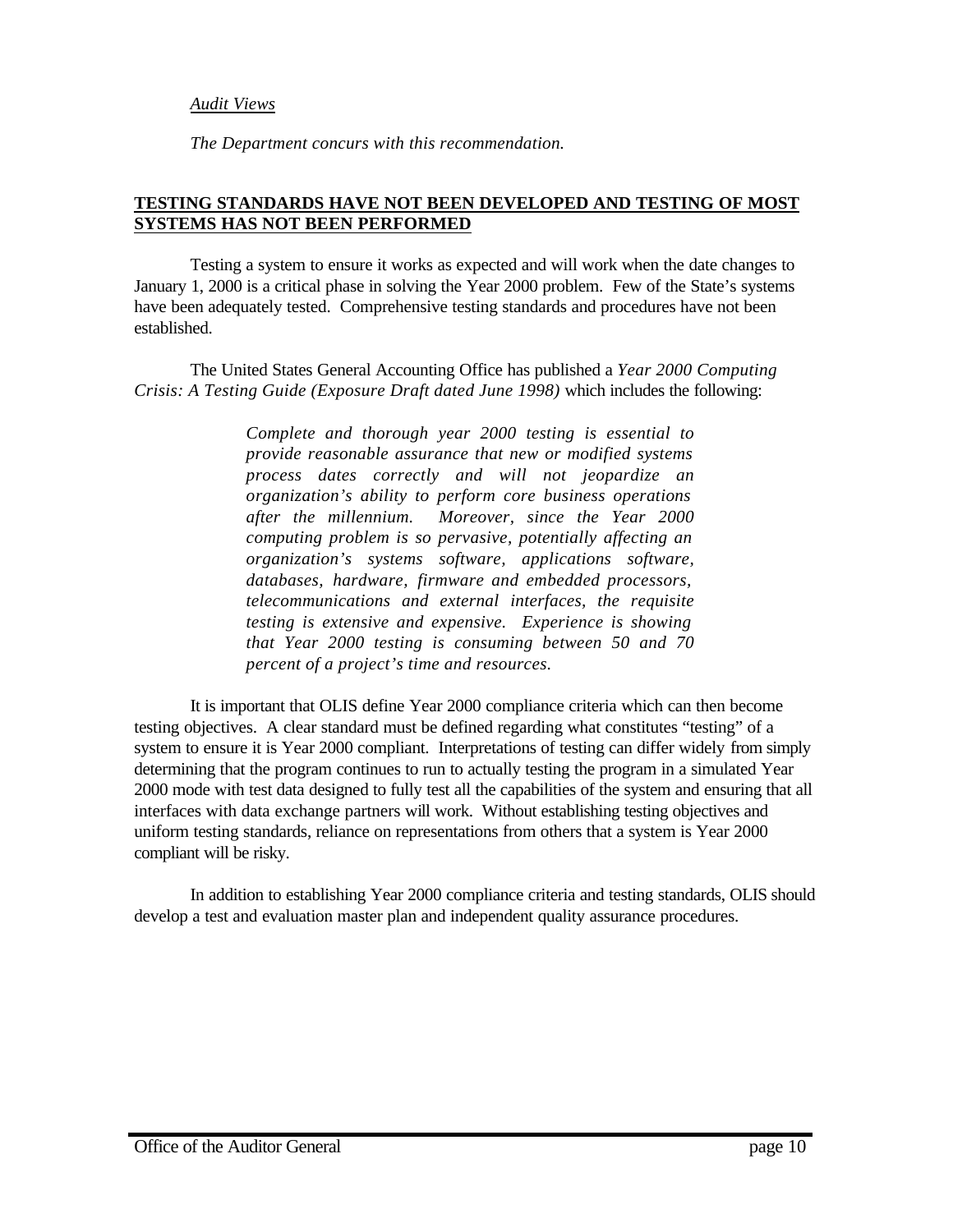*Audit Views*

*The Department concurs with this recommendation.*

## TESTING STANDARDS HAVE NOT BEEN DEVELOPED AND TESTING OF MOST SYSTEMS HAS NOT BEEN PERFORMED

Testing a system to ensure it works as expected and will work when the date changes to January 1, 2000 is a critical phase in solving the Year 2000 problem. Few of the State's systems have been adequately tested. Comprehensive testing standards and procedures have not been established.

The United States General Accounting Office has published a *Year 2000 Computing Crisis: A Testing Guide (Exposure Draft dated June 1998)* which includes the following:

> *Complete and thorough year 2000 testing is essential to provide reasonable assurance that new or modified systems process dates correctly and will not jeopardize an organization's ability to perform core business operations after the millennium. Moreover, since the Year 2000 computing problem is so pervasive, potentially affecting an organization's systems software, applications software, databases, hardware, firmware and embedded processors, telecommunications and external interfaces, the requisite testing is extensive and expensive. Experience is showing that Year 2000 testing is consuming between 50 and 70 percent of a project's time and resources.*

It is important that OLIS define Year 2000 compliance criteria which can then become testing objectives. A clear standard must be defined regarding what constitutes "testing" of a system to ensure it is Year 2000 compliant. Interpretations of testing can differ widely from simply determining that the program continues to run to actually testing the program in a simulated Year 2000 mode with test data designed to fully test all the capabilities of the system and ensuring that all interfaces with data exchange partners will work. Without establishing testing objectives and uniform testing standards, reliance on representations from others that a system is Year 2000 compliant will be risky.

In addition to establishing Year 2000 compliance criteria and testing standards, OLIS should develop a test and evaluation master plan and independent quality assurance procedures.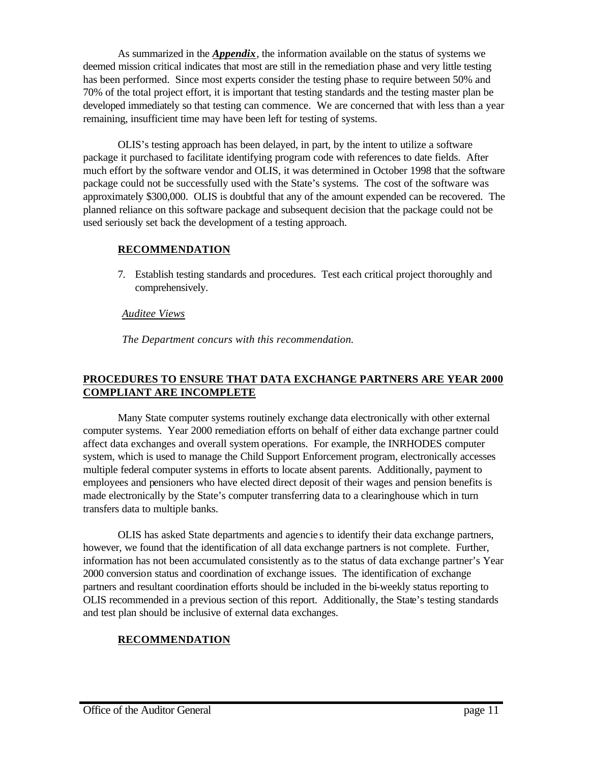As summarized in the ***Appendix***, the information available on the status of systems we deemed mission critical indicates that most are still in the remediation phase and very little testing has been performed. Since most experts consider the testing phase to require between 50% and 70% of the total project effort, it is important that testing standards and the testing master plan be developed immediately so that testing can commence. We are concerned that with less than a year remaining, insufficient time may have been left for testing of systems.

OLIS's testing approach has been delayed, in part, by the intent to utilize a software package it purchased to facilitate identifying program code with references to date fields. After much effort by the software vendor and OLIS, it was determined in October 1998 that the software package could not be successfully used with the State's systems. The cost of the software was approximately $300,000. OLIS is doubtful that any of the amount expended can be recovered. The planned reliance on this software package and subsequent decision that the package could not be used seriously set back the development of a testing approach.

**RECOMMENDATION**

7. Establish testing standards and procedures. Test each critical project thoroughly and comprehensively.

*Auditee Views*

*The Department concurs with this recommendation.*

**PROCEDURES TO ENSURE THAT DATA EXCHANGE PARTNERS ARE YEAR 2000 COMPLIANT ARE INCOMPLETE**

Many State computer systems routinely exchange data electronically with other external computer systems. Year 2000 remediation efforts on behalf of either data exchange partner could affect data exchanges and overall system operations. For example, the INRHODES computer system, which is used to manage the Child Support Enforcement program, electronically accesses multiple federal computer systems in efforts to locate absent parents. Additionally, payment to employees and pensioners who have elected direct deposit of their wages and pension benefits is made electronically by the State's computer transferring data to a clearinghouse which in turn transfers data to multiple banks.

OLIS has asked State departments and agencies to identify their data exchange partners, however, we found that the identification of all data exchange partners is not complete. Further, information has not been accumulated consistently as to the status of data exchange partner's Year 2000 conversion status and coordination of exchange issues. The identification of exchange partners and resultant coordination efforts should be included in the bi-weekly status reporting to OLIS recommended in a previous section of this report. Additionally, the State's testing standards and test plan should be inclusive of external data exchanges.

**RECOMMENDATION**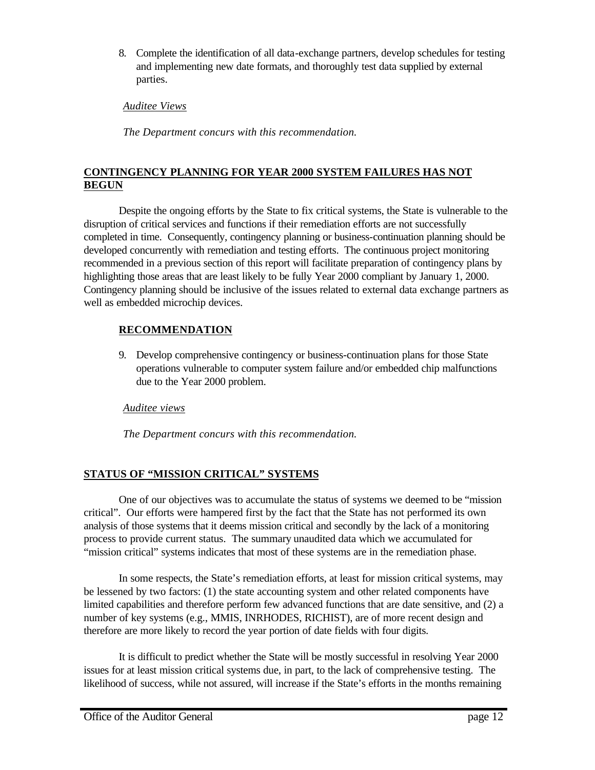8. Complete the identification of all data-exchange partners, develop schedules for testing and implementing new date formats, and thoroughly test data supplied by external parties.

*Auditee Views*

*The Department concurs with this recommendation.*

## CONTINGENCY PLANNING FOR YEAR 2000 SYSTEM FAILURES HAS NOT BEGUN

Despite the ongoing efforts by the State to fix critical systems, the State is vulnerable to the disruption of critical services and functions if their remediation efforts are not successfully completed in time. Consequently, contingency planning or business-continuation planning should be developed concurrently with remediation and testing efforts. The continuous project monitoring recommended in a previous section of this report will facilitate preparation of contingency plans by highlighting those areas that are least likely to be fully Year 2000 compliant by January 1, 2000. Contingency planning should be inclusive of the issues related to external data exchange partners as well as embedded microchip devices.

### RECOMMENDATION

9. Develop comprehensive contingency or business-continuation plans for those State operations vulnerable to computer system failure and/or embedded chip malfunctions due to the Year 2000 problem.

*Auditee views*

*The Department concurs with this recommendation.*

## STATUS OF "MISSION CRITICAL" SYSTEMS

One of our objectives was to accumulate the status of systems we deemed to be "mission critical". Our efforts were hampered first by the fact that the State has not performed its own analysis of those systems that it deems mission critical and secondly by the lack of a monitoring process to provide current status. The summary unaudited data which we accumulated for "mission critical" systems indicates that most of these systems are in the remediation phase.

In some respects, the State's remediation efforts, at least for mission critical systems, may be lessened by two factors: (1) the state accounting system and other related components have limited capabilities and therefore perform few advanced functions that are date sensitive, and (2) a number of key systems (e.g., MMIS, INRHODES, RICHIST), are of more recent design and therefore are more likely to record the year portion of date fields with four digits.

It is difficult to predict whether the State will be mostly successful in resolving Year 2000 issues for at least mission critical systems due, in part, to the lack of comprehensive testing. The likelihood of success, while not assured, will increase if the State's efforts in the months remaining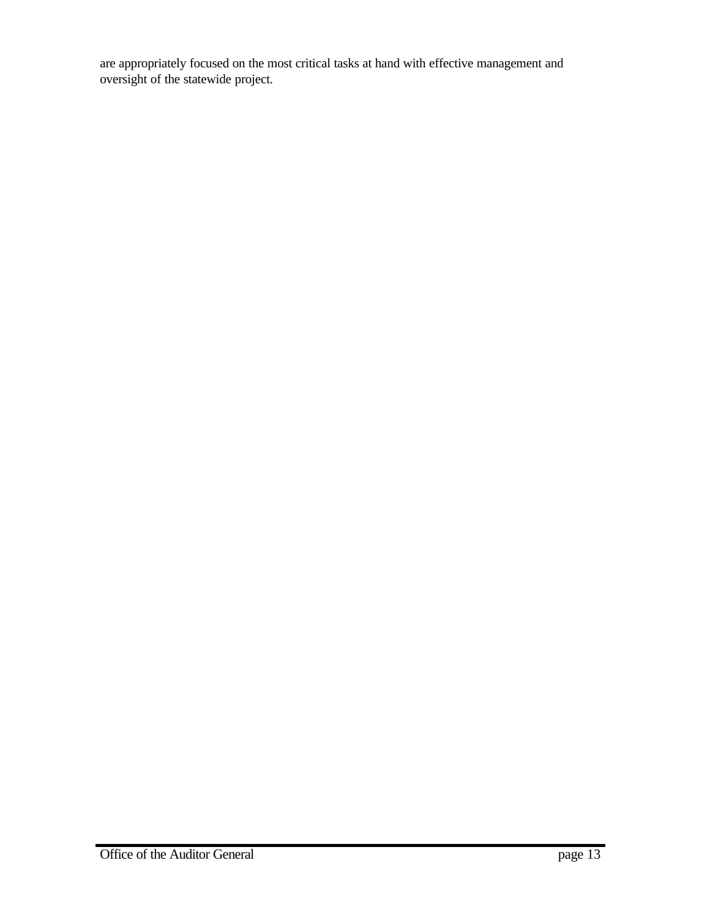are appropriately focused on the most critical tasks at hand with effective management and oversight of the statewide project.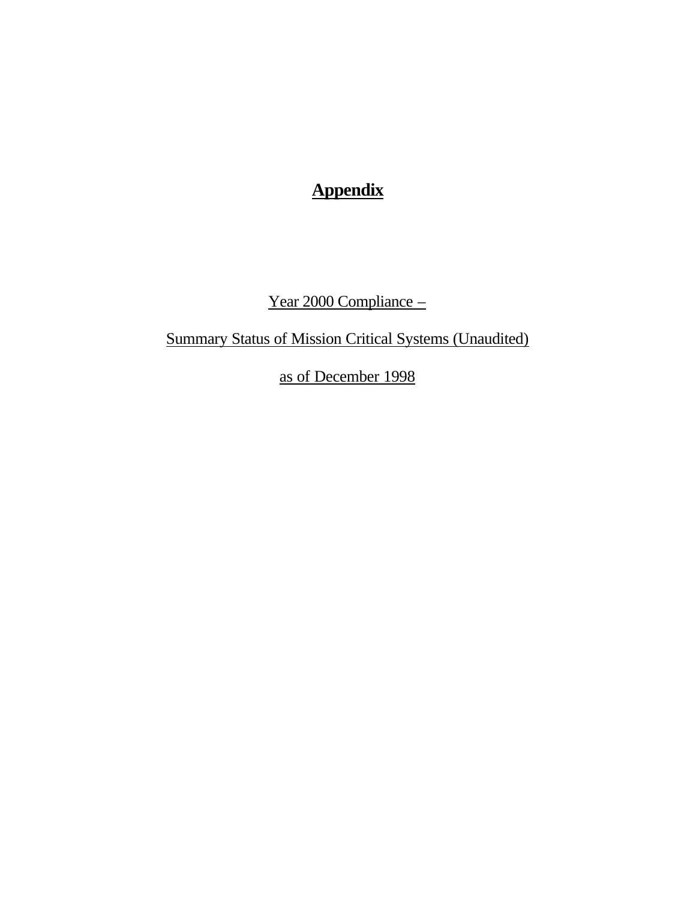# Appendix

Year 2000 Compliance –

Summary Status of Mission Critical Systems (Unaudited)

as of December 1998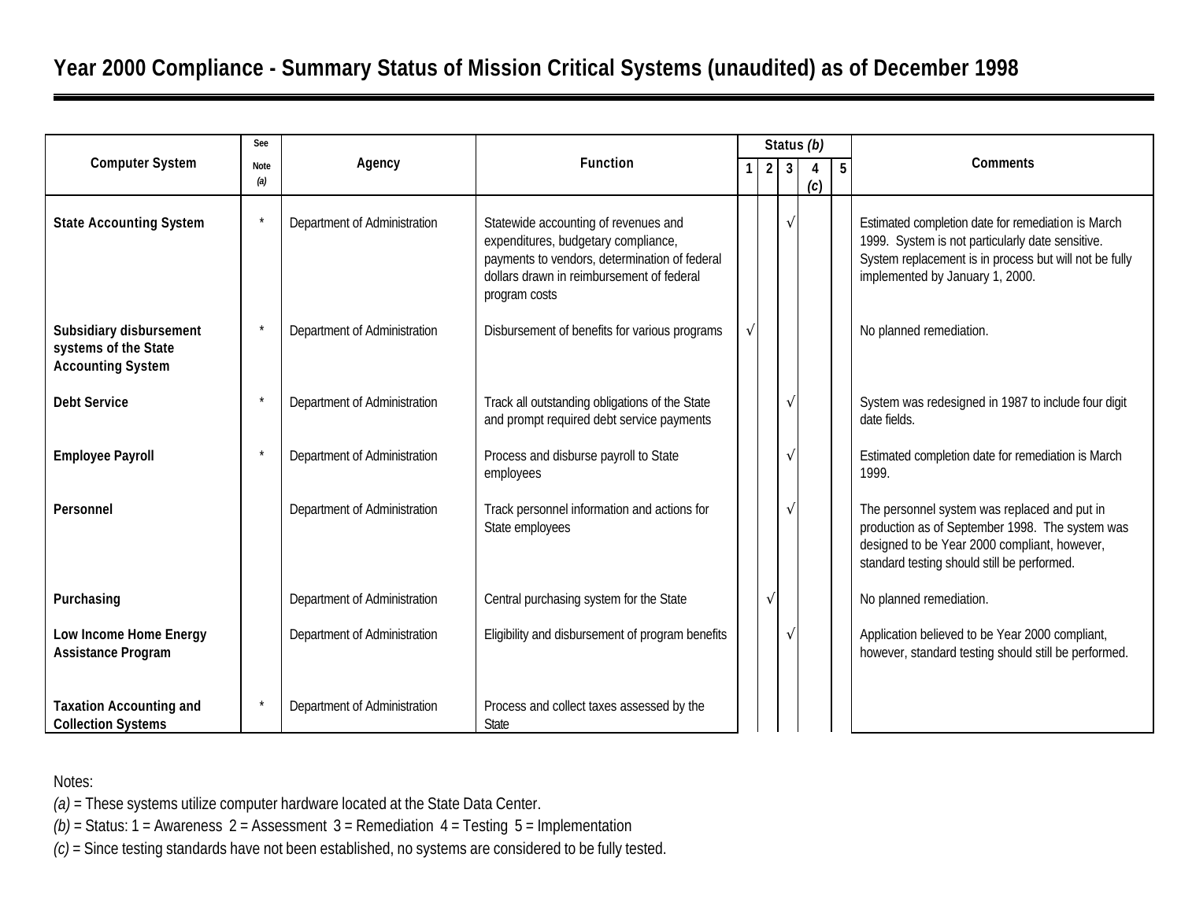# Year 2000 Compliance - Summary Status of Mission Critical Systems (unaudited) as of December 1998

| Computer System | See Note *(a)* | Agency | Function | Status *(b)* | | | | | Comments |
|---|---|---|---|---|---|---|---|---|---|
| | | | | 1 | 2 | 3 | 4 *(c)* | 5 | |
| **State Accounting System** | * | Department of Administration | Statewide accounting of revenues and expenditures, budgetary compliance, payments to vendors, determination of federal dollars drawn in reimbursement of federal program costs | | | √ | | | Estimated completion date for remediation is March 1999. System is not particularly date sensitive. System replacement is in process but will not be fully implemented by January 1, 2000. |
| **Subsidiary disbursement systems of the State Accounting System** | * | Department of Administration | Disbursement of benefits for various programs | √ | | | | | No planned remediation. |
| **Debt Service** | * | Department of Administration | Track all outstanding obligations of the State and prompt required debt service payments | | | √ | | | System was redesigned in 1987 to include four digit date fields. |
| **Employee Payroll** | * | Department of Administration | Process and disburse payroll to State employees | | | √ | | | Estimated completion date for remediation is March 1999. |
| **Personnel** | | Department of Administration | Track personnel information and actions for State employees | | | √ | | | The personnel system was replaced and put in production as of September 1998. The system was designed to be Year 2000 compliant, however, standard testing should still be performed. |
| **Purchasing** | | Department of Administration | Central purchasing system for the State | | √ | | | | No planned remediation. |
| **Low Income Home Energy Assistance Program** | | Department of Administration | Eligibility and disbursement of program benefits | | | √ | | | Application believed to be Year 2000 compliant, however, standard testing should still be performed. |
| **Taxation Accounting and Collection Systems** | * | Department of Administration | Process and collect taxes assessed by the State | | | | | | |

Notes:

*(a)* = These systems utilize computer hardware located at the State Data Center.

*(b)* = Status: 1 = Awareness 2 = Assessment 3 = Remediation 4 = Testing 5 = Implementation

*(c)* = Since testing standards have not been established, no systems are considered to be fully tested.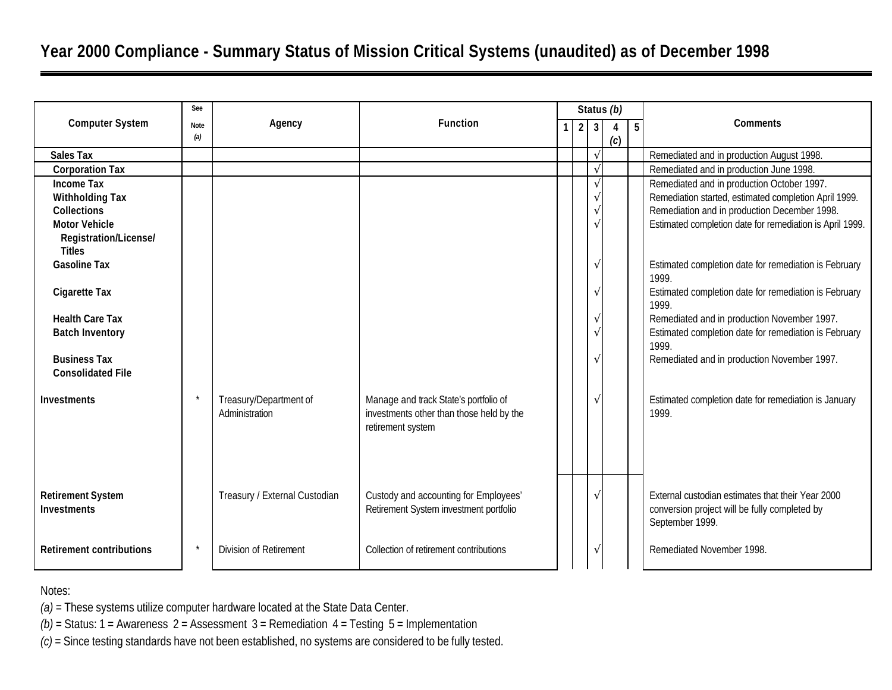# Year 2000 Compliance - Summary Status of Mission Critical Systems (unaudited) as of December 1998

| Computer System | See Note *(a)* | Agency | Function | Status *(b)* | | | | | Comments |
|---|---|---|---|---|---|---|---|---|---|
| | | | | 1 | 2 | 3 | 4 *(c)* | 5 | |
| **Sales Tax** | | | | | | √ | | | Remediated and in production August 1998. |
| **Corporation Tax** | | | | | | √ | | | Remediated and in production June 1998. |
| **Income Tax** | | | | | | √ | | | Remediated and in production October 1997. |
| **Withholding Tax** | | | | | | √ | | | Remediation started, estimated completion April 1999. |
| **Collections** | | | | | | √ | | | Remediation and in production December 1998. |
| **Motor Vehicle Registration/License/ Titles** | | | | | | √ | | | Estimated completion date for remediation is April 1999. |
| **Gasoline Tax** | | | | | | √ | | | Estimated completion date for remediation is February 1999. |
| **Cigarette Tax** | | | | | | √ | | | Estimated completion date for remediation is February 1999. |
| **Health Care Tax** | | | | | | √ | | | Remediated and in production November 1997. |
| **Batch Inventory** | | | | | | √ | | | Estimated completion date for remediation is February 1999. |
| **Business Tax Consolidated File** | | | | | | √ | | | Remediated and in production November 1997. |
| **Investments** | * | Treasury/Department of Administration | Manage and track State's portfolio of investments other than those held by the retirement system | | | √ | | | Estimated completion date for remediation is January 1999. |
| **Retirement System Investments** | | Treasury / External Custodian | Custody and accounting for Employees' Retirement System investment portfolio | | | √ | | | External custodian estimates that their Year 2000 conversion project will be fully completed by September 1999. |
| **Retirement contributions** | * | Division of Retirement | Collection of retirement contributions | | | √ | | | Remediated November 1998. |

Notes:

*(a)* = These systems utilize computer hardware located at the State Data Center.

*(b)* = Status: 1 = Awareness 2 = Assessment 3 = Remediation 4 = Testing 5 = Implementation

*(c)* = Since testing standards have not been established, no systems are considered to be fully tested.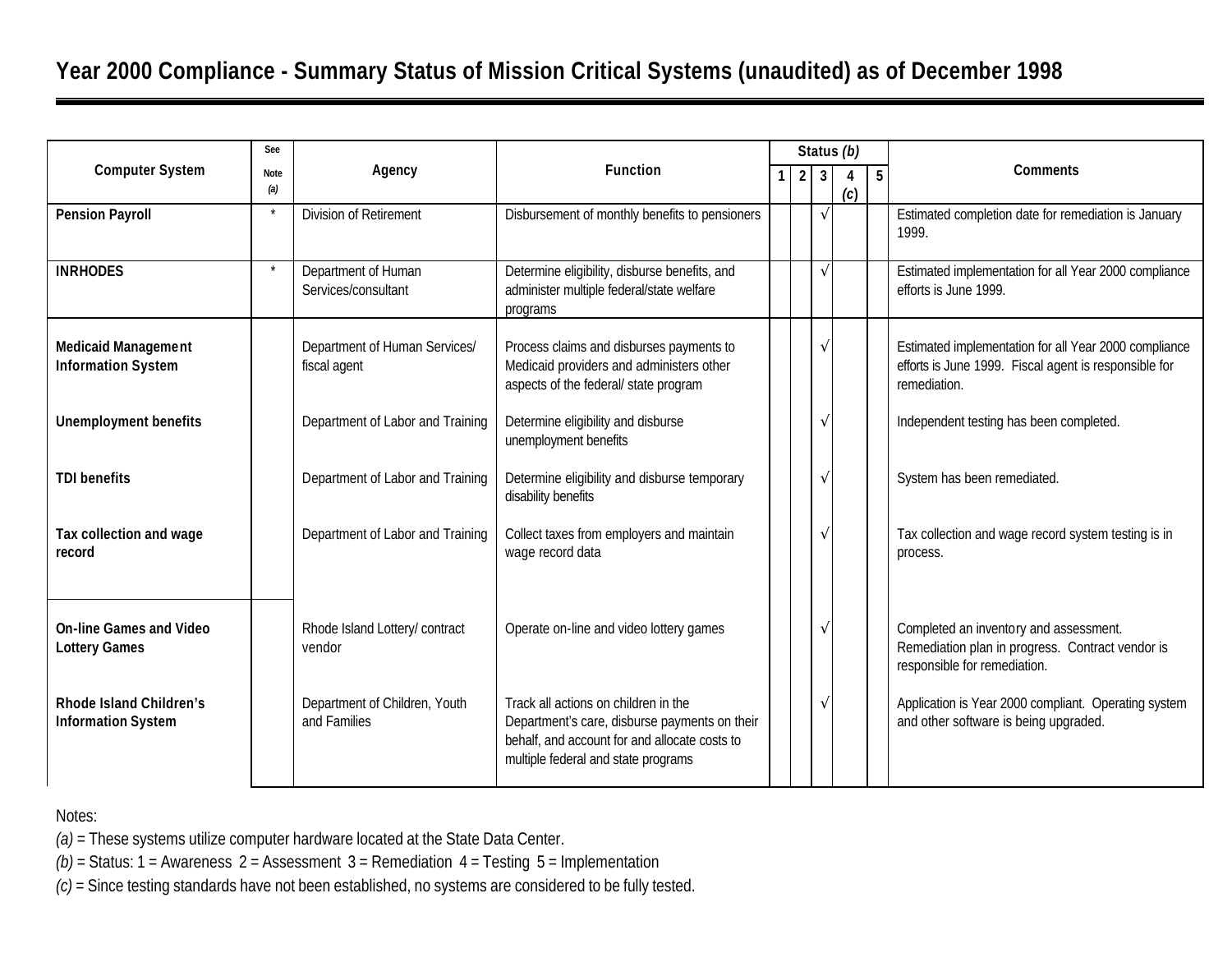## Year 2000 Compliance - Summary Status of Mission Critical Systems (unaudited) as of December 1998

| Computer System | See Note *(a)* | Agency | Function | Status *(b)* | | | | | Comments |
|---|---|---|---|---|---|---|---|---|---|
| | | | | 1 | 2 | 3 | 4 *(c)* | 5 | |
| **Pension Payroll** | * | Division of Retirement | Disbursement of monthly benefits to pensioners | | | √ | | | Estimated completion date for remediation is January 1999. |
| **INRHODES** | * | Department of Human Services/consultant | Determine eligibility, disburse benefits, and administer multiple federal/state welfare programs | | | √ | | | Estimated implementation for all Year 2000 compliance efforts is June 1999. |
| **Medicaid Management Information System** | | Department of Human Services/ fiscal agent | Process claims and disburses payments to Medicaid providers and administers other aspects of the federal/ state program | | | √ | | | Estimated implementation for all Year 2000 compliance efforts is June 1999. Fiscal agent is responsible for remediation. |
| **Unemployment benefits** | | Department of Labor and Training | Determine eligibility and disburse unemployment benefits | | | √ | | | Independent testing has been completed. |
| **TDI benefits** | | Department of Labor and Training | Determine eligibility and disburse temporary disability benefits | | | √ | | | System has been remediated. |
| **Tax collection and wage record** | | Department of Labor and Training | Collect taxes from employers and maintain wage record data | | | √ | | | Tax collection and wage record system testing is in process. |
| **On-line Games and Video Lottery Games** | | Rhode Island Lottery/ contract vendor | Operate on-line and video lottery games | | | √ | | | Completed an inventory and assessment. Remediation plan in progress. Contract vendor is responsible for remediation. |
| **Rhode Island Children's Information System** | | Department of Children, Youth and Families | Track all actions on children in the Department's care, disburse payments on their behalf, and account for and allocate costs to multiple federal and state programs | | | √ | | | Application is Year 2000 compliant. Operating system and other software is being upgraded. |

Notes:

*(a)* = These systems utilize computer hardware located at the State Data Center.

*(b)* = Status: 1 = Awareness 2 = Assessment 3 = Remediation 4 = Testing 5 = Implementation

*(c)* = Since testing standards have not been established, no systems are considered to be fully tested.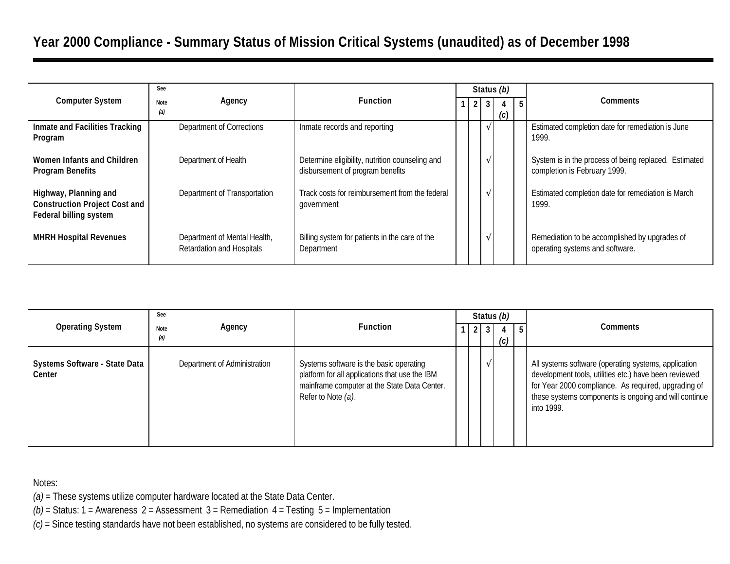# Year 2000 Compliance - Summary Status of Mission Critical Systems (unaudited) as of December 1998

| Computer System | See Note *(a)* | Agency | Function | Status *(b)* | | | | | Comments |
|---|---|---|---|---|---|---|---|---|---|
| | | | | 1 | 2 | 3 | 4 *(c)* | 5 | |
| **Inmate and Facilities Tracking Program** | | Department of Corrections | Inmate records and reporting | | | √ | | | Estimated completion date for remediation is June 1999. |
| **Women Infants and Children Program Benefits** | | Department of Health | Determine eligibility, nutrition counseling and disbursement of program benefits | | | √ | | | System is in the process of being replaced. Estimated completion is February 1999. |
| **Highway, Planning and Construction Project Cost and Federal billing system** | | Department of Transportation | Track costs for reimbursement from the federal government | | | √ | | | Estimated completion date for remediation is March 1999. |
| **MHRH Hospital Revenues** | | Department of Mental Health, Retardation and Hospitals | Billing system for patients in the care of the Department | | | √ | | | Remediation to be accomplished by upgrades of operating systems and software. |

| Operating System | See Note *(a)* | Agency | Function | Status *(b)* | | | | | Comments |
|---|---|---|---|---|---|---|---|---|---|
| | | | | 1 | 2 | 3 | 4 *(c)* | 5 | |
| **Systems Software - State Data Center** | | Department of Administration | Systems software is the basic operating platform for all applications that use the IBM mainframe computer at the State Data Center. Refer to Note *(a)*. | | | √ | | | All systems software (operating systems, application development tools, utilities etc.) have been reviewed for Year 2000 compliance. As required, upgrading of these systems components is ongoing and will continue into 1999. |

Notes:

*(a)* = These systems utilize computer hardware located at the State Data Center.

*(b)* = Status: 1 = Awareness 2 = Assessment 3 = Remediation 4 = Testing 5 = Implementation

*(c)* = Since testing standards have not been established, no systems are considered to be fully tested.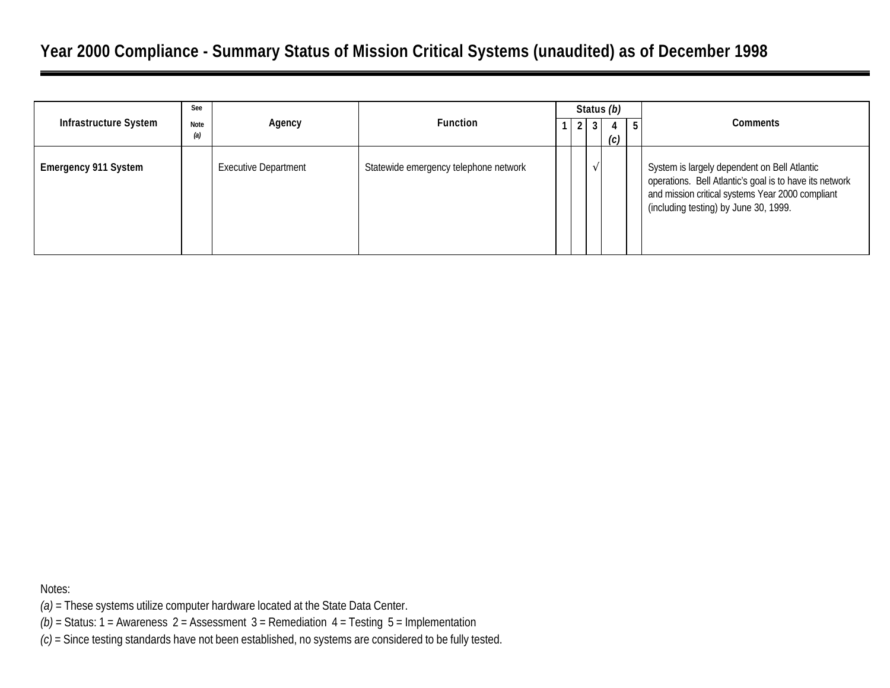# Year 2000 Compliance - Summary Status of Mission Critical Systems (unaudited) as of December 1998

| Infrastructure System | See Note *(a)* | Agency | Function | Status *(b)* | | | | | Comments |
|---|---|---|---|---|---|---|---|---|---|
| | | | | 1 | 2 | 3 | 4 *(c)* | 5 | |
| **Emergency 911 System** | | Executive Department | Statewide emergency telephone network | | | √ | | | System is largely dependent on Bell Atlantic operations. Bell Atlantic's goal is to have its network and mission critical systems Year 2000 compliant (including testing) by June 30, 1999. |

Notes:

*(a)* = These systems utilize computer hardware located at the State Data Center.

*(b)* = Status: 1 = Awareness 2 = Assessment 3 = Remediation 4 = Testing 5 = Implementation

*(c)* = Since testing standards have not been established, no systems are considered to be fully tested.